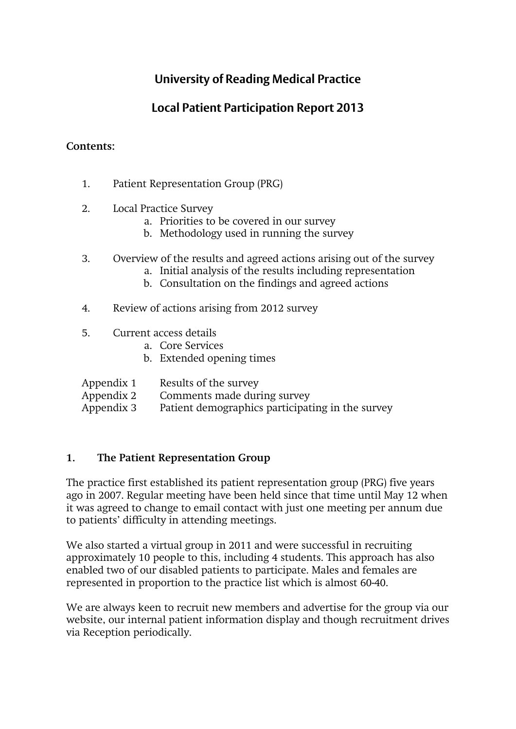# University of Reading Medical Practice

## Local Patient Participation Report 2013

**Contents:**

1. Patient Representation Group (PRG)

2. Local Practice Survey
   a. Priorities to be covered in our survey
   b. Methodology used in running the survey

3. Overview of the results and agreed actions arising out of the survey
   a. Initial analysis of the results including representation
   b. Consultation on the findings and agreed actions

4. Review of actions arising from 2012 survey

5. Current access details
   a. Core Services
   b. Extended opening times

Appendix 1 Results of the survey
Appendix 2 Comments made during survey
Appendix 3 Patient demographics participating in the survey

### 1. The Patient Representation Group

The practice first established its patient representation group (PRG) five years ago in 2007. Regular meeting have been held since that time until May 12 when it was agreed to change to email contact with just one meeting per annum due to patients' difficulty in attending meetings.

We also started a virtual group in 2011 and were successful in recruiting approximately 10 people to this, including 4 students. This approach has also enabled two of our disabled patients to participate. Males and females are represented in proportion to the practice list which is almost 60-40.

We are always keen to recruit new members and advertise for the group via our website, our internal patient information display and though recruitment drives via Reception periodically.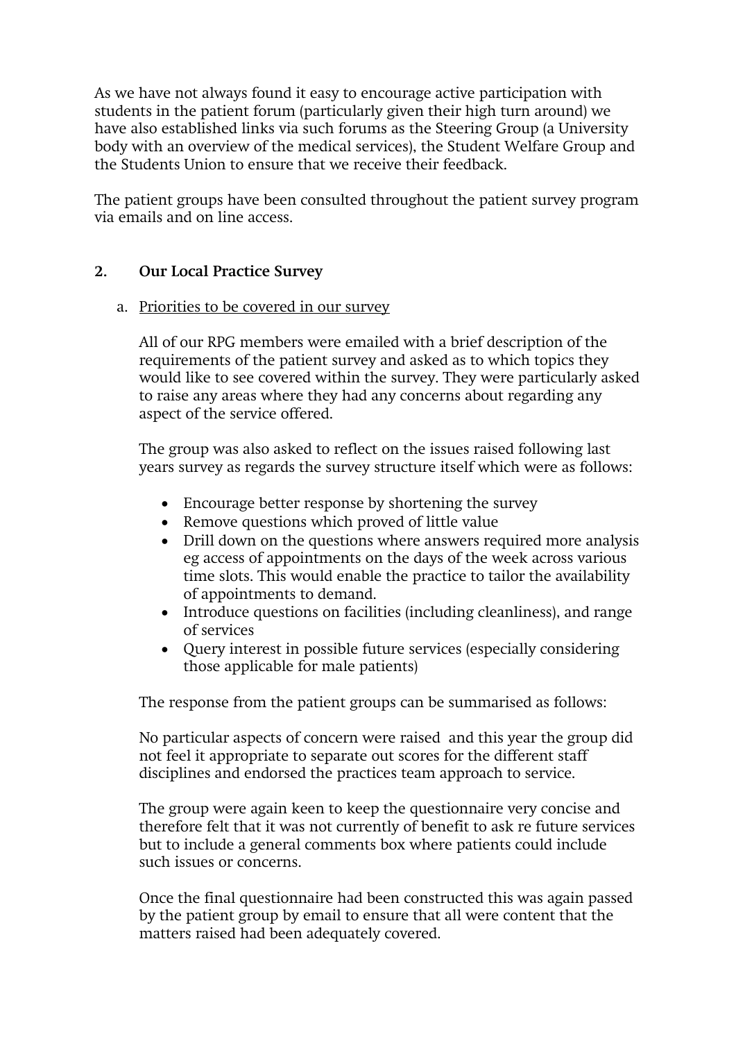As we have not always found it easy to encourage active participation with students in the patient forum (particularly given their high turn around) we have also established links via such forums as the Steering Group (a University body with an overview of the medical services), the Student Welfare Group and the Students Union to ensure that we receive their feedback.

The patient groups have been consulted throughout the patient survey program via emails and on line access.

## 2. Our Local Practice Survey

### a. Priorities to be covered in our survey

All of our RPG members were emailed with a brief description of the requirements of the patient survey and asked as to which topics they would like to see covered within the survey. They were particularly asked to raise any areas where they had any concerns about regarding any aspect of the service offered.

The group was also asked to reflect on the issues raised following last years survey as regards the survey structure itself which were as follows:

- Encourage better response by shortening the survey
- Remove questions which proved of little value
- Drill down on the questions where answers required more analysis eg access of appointments on the days of the week across various time slots. This would enable the practice to tailor the availability of appointments to demand.
- Introduce questions on facilities (including cleanliness), and range of services
- Query interest in possible future services (especially considering those applicable for male patients)

The response from the patient groups can be summarised as follows:

No particular aspects of concern were raised and this year the group did not feel it appropriate to separate out scores for the different staff disciplines and endorsed the practices team approach to service.

The group were again keen to keep the questionnaire very concise and therefore felt that it was not currently of benefit to ask re future services but to include a general comments box where patients could include such issues or concerns.

Once the final questionnaire had been constructed this was again passed by the patient group by email to ensure that all were content that the matters raised had been adequately covered.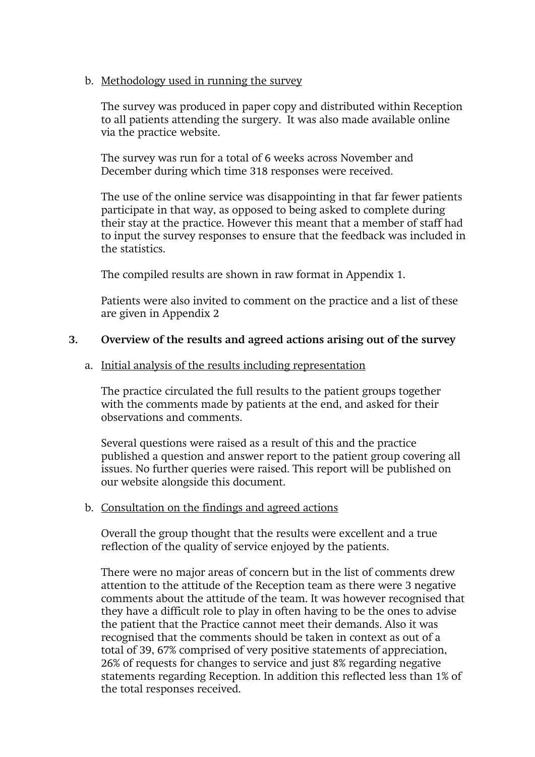b. Methodology used in running the survey

The survey was produced in paper copy and distributed within Reception to all patients attending the surgery.  It was also made available online via the practice website.

The survey was run for a total of 6 weeks across November and December during which time 318 responses were received.

The use of the online service was disappointing in that far fewer patients participate in that way, as opposed to being asked to complete during their stay at the practice. However this meant that a member of staff had to input the survey responses to ensure that the feedback was included in the statistics.

The compiled results are shown in raw format in Appendix 1.

Patients were also invited to comment on the practice and a list of these are given in Appendix 2

## 3. Overview of the results and agreed actions arising out of the survey

a. Initial analysis of the results including representation

The practice circulated the full results to the patient groups together with the comments made by patients at the end, and asked for their observations and comments.

Several questions were raised as a result of this and the practice published a question and answer report to the patient group covering all issues. No further queries were raised. This report will be published on our website alongside this document.

b. Consultation on the findings and agreed actions

Overall the group thought that the results were excellent and a true reflection of the quality of service enjoyed by the patients.

There were no major areas of concern but in the list of comments drew attention to the attitude of the Reception team as there were 3 negative comments about the attitude of the team. It was however recognised that they have a difficult role to play in often having to be the ones to advise the patient that the Practice cannot meet their demands. Also it was recognised that the comments should be taken in context as out of a total of 39, 67% comprised of very positive statements of appreciation, 26% of requests for changes to service and just 8% regarding negative statements regarding Reception. In addition this reflected less than 1% of the total responses received.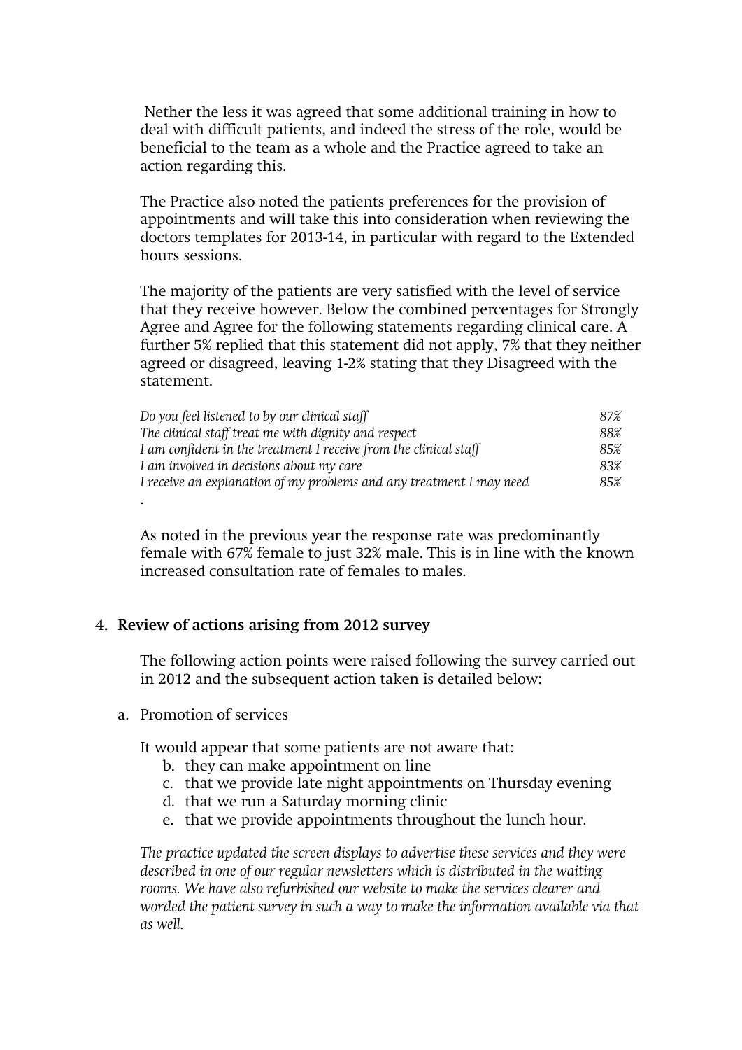Nether the less it was agreed that some additional training in how to deal with difficult patients, and indeed the stress of the role, would be beneficial to the team as a whole and the Practice agreed to take an action regarding this.

The Practice also noted the patients preferences for the provision of appointments and will take this into consideration when reviewing the doctors templates for 2013-14, in particular with regard to the Extended hours sessions.

The majority of the patients are very satisfied with the level of service that they receive however. Below the combined percentages for Strongly Agree and Agree for the following statements regarding clinical care. A further 5% replied that this statement did not apply, 7% that they neither agreed or disagreed, leaving 1-2% stating that they Disagreed with the statement.

| | |
|---|---|
| *Do you feel listened to by our clinical staff* | *87%* |
| *The clinical staff treat me with dignity and respect* | *88%* |
| *I am confident in the treatment I receive from the clinical staff* | *85%* |
| *I am involved in decisions about my care* | *83%* |
| *I receive an explanation of my problems and any treatment I may need* | *85%* |

.

As noted in the previous year the response rate was predominantly female with 67% female to just 32% male. This is in line with the known increased consultation rate of females to males.

## 4. Review of actions arising from 2012 survey

The following action points were raised following the survey carried out in 2012 and the subsequent action taken is detailed below:

a. Promotion of services

It would appear that some patients are not aware that:

b. they can make appointment on line
c. that we provide late night appointments on Thursday evening
d. that we run a Saturday morning clinic
e. that we provide appointments throughout the lunch hour.

*The practice updated the screen displays to advertise these services and they were described in one of our regular newsletters which is distributed in the waiting rooms. We have also refurbished our website to make the services clearer and worded the patient survey in such a way to make the information available via that as well.*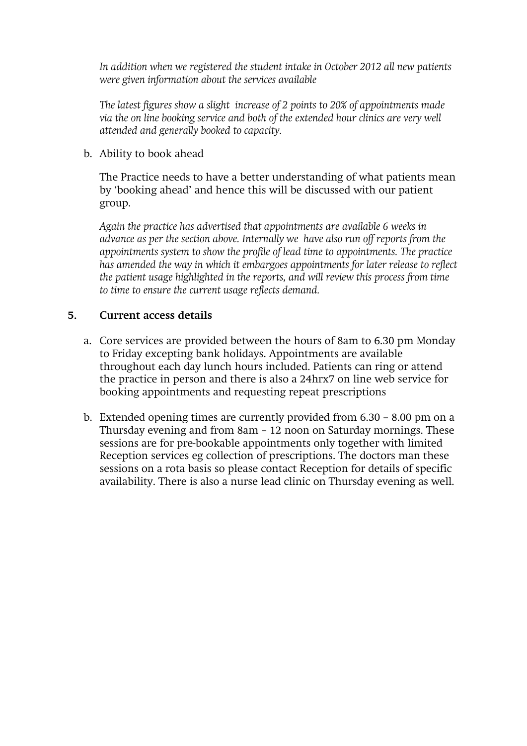*In addition when we registered the student intake in October 2012 all new patients were given information about the services available*

*The latest figures show a slight increase of 2 points to 20% of appointments made via the on line booking service and both of the extended hour clinics are very well attended and generally booked to capacity.*

b. Ability to book ahead

   The Practice needs to have a better understanding of what patients mean by 'booking ahead' and hence this will be discussed with our patient group.

   *Again the practice has advertised that appointments are available 6 weeks in advance as per the section above. Internally we have also run off reports from the appointments system to show the profile of lead time to appointments. The practice has amended the way in which it embargoes appointments for later release to reflect the patient usage highlighted in the reports, and will review this process from time to time to ensure the current usage reflects demand.*

## 5. Current access details

a. Core services are provided between the hours of 8am to 6.30 pm Monday to Friday excepting bank holidays. Appointments are available throughout each day lunch hours included. Patients can ring or attend the practice in person and there is also a 24hrx7 on line web service for booking appointments and requesting repeat prescriptions

b. Extended opening times are currently provided from 6.30 – 8.00 pm on a Thursday evening and from 8am – 12 noon on Saturday mornings. These sessions are for pre-bookable appointments only together with limited Reception services eg collection of prescriptions. The doctors man these sessions on a rota basis so please contact Reception for details of specific availability. There is also a nurse lead clinic on Thursday evening as well.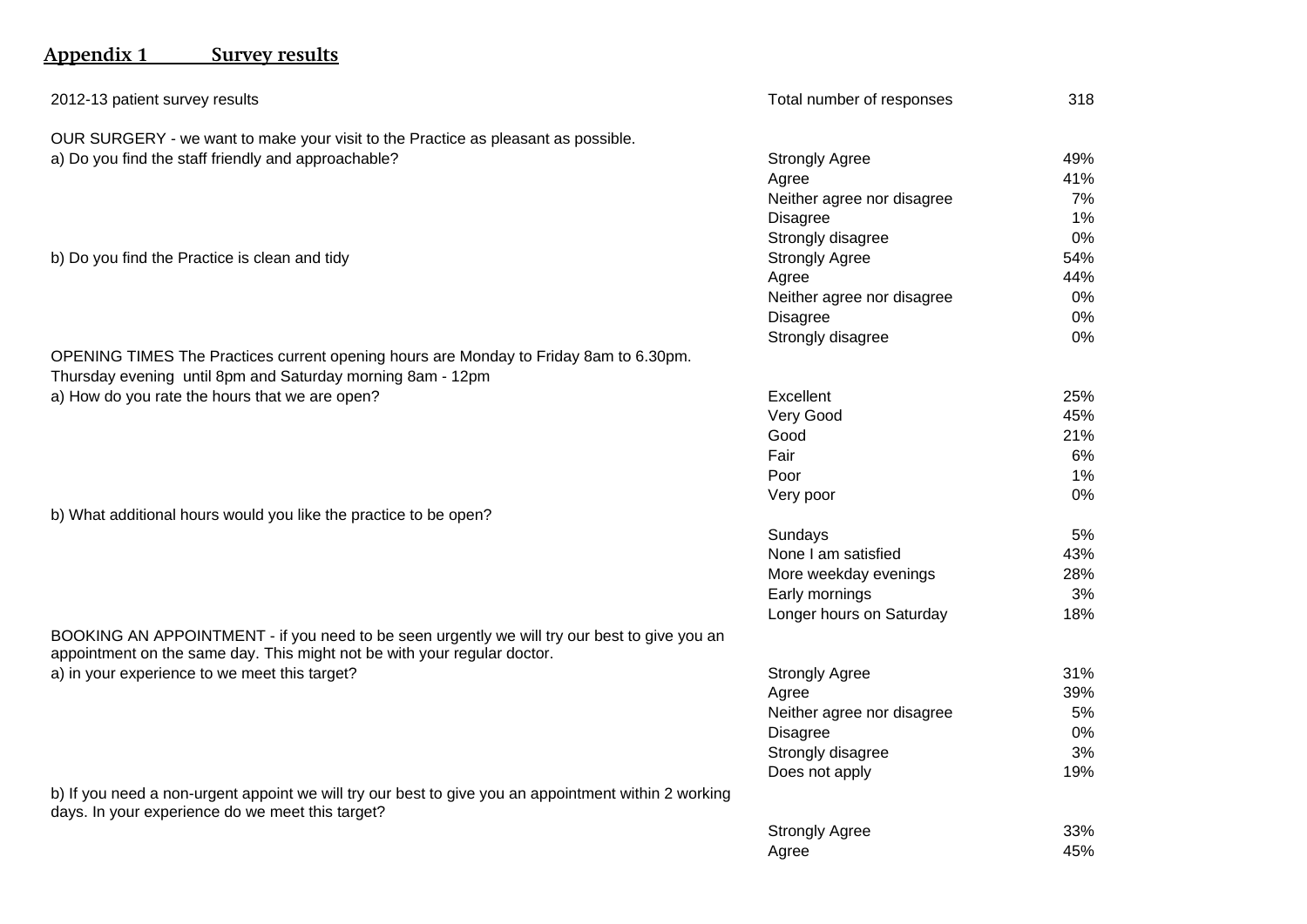## Appendix 1 Survey results

| 2012-13 patient survey results | Total number of responses | 318 |
|---|---|---|
| OUR SURGERY - we want to make your visit to the Practice as pleasant as possible. | | |
| a) Do you find the staff friendly and approachable? | Strongly Agree | 49% |
| | Agree | 41% |
| | Neither agree nor disagree | 7% |
| | Disagree | 1% |
| | Strongly disagree | 0% |
| b) Do you find the Practice is clean and tidy | Strongly Agree | 54% |
| | Agree | 44% |
| | Neither agree nor disagree | 0% |
| | Disagree | 0% |
| | Strongly disagree | 0% |
| OPENING TIMES The Practices current opening hours are Monday to Friday 8am to 6.30pm. Thursday evening until 8pm and Saturday morning 8am - 12pm | | |
| a) How do you rate the hours that we are open? | Excellent | 25% |
| | Very Good | 45% |
| | Good | 21% |
| | Fair | 6% |
| | Poor | 1% |
| | Very poor | 0% |
| b) What additional hours would you like the practice to be open? | | |
| | Sundays | 5% |
| | None I am satisfied | 43% |
| | More weekday evenings | 28% |
| | Early mornings | 3% |
| | Longer hours on Saturday | 18% |
| BOOKING AN APPOINTMENT - if you need to be seen urgently we will try our best to give you an appointment on the same day. This might not be with your regular doctor. | | |
| a) in your experience to we meet this target? | Strongly Agree | 31% |
| | Agree | 39% |
| | Neither agree nor disagree | 5% |
| | Disagree | 0% |
| | Strongly disagree | 3% |
| | Does not apply | 19% |
| b) If you need a non-urgent appoint we will try our best to give you an appointment within 2 working days. In your experience do we meet this target? | | |
| | Strongly Agree | 33% |
| | Agree | 45% |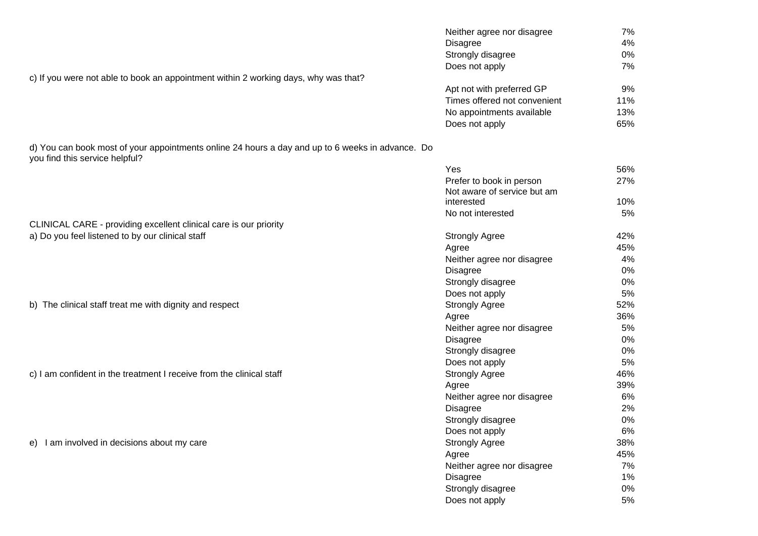| Question | Response | % |
| --- | --- | --- |
| | Neither agree nor disagree | 7% |
| | Disagree | 4% |
| | Strongly disagree | 0% |
| | Does not apply | 7% |
| c) If you were not able to book an appointment within 2 working days, why was that? | | |
| | Apt not with preferred GP | 9% |
| | Times offered not convenient | 11% |
| | No appointments available | 13% |
| | Does not apply | 65% |
| d) You can book most of your appointments online 24 hours a day and up to 6 weeks in advance. Do you find this service helpful? | | |
| | Yes | 56% |
| | Prefer to book in person | 27% |
| | Not aware of service but am interested | 10% |
| | No not interested | 5% |
| CLINICAL CARE - providing excellent clinical care is our priority | | |
| a) Do you feel listened to by our clinical staff | Strongly Agree | 42% |
| | Agree | 45% |
| | Neither agree nor disagree | 4% |
| | Disagree | 0% |
| | Strongly disagree | 0% |
| | Does not apply | 5% |
| b) The clinical staff treat me with dignity and respect | Strongly Agree | 52% |
| | Agree | 36% |
| | Neither agree nor disagree | 5% |
| | Disagree | 0% |
| | Strongly disagree | 0% |
| | Does not apply | 5% |
| c) I am confident in the treatment I receive from the clinical staff | Strongly Agree | 46% |
| | Agree | 39% |
| | Neither agree nor disagree | 6% |
| | Disagree | 2% |
| | Strongly disagree | 0% |
| | Does not apply | 6% |
| e) I am involved in decisions about my care | Strongly Agree | 38% |
| | Agree | 45% |
| | Neither agree nor disagree | 7% |
| | Disagree | 1% |
| | Strongly disagree | 0% |
| | Does not apply | 5% |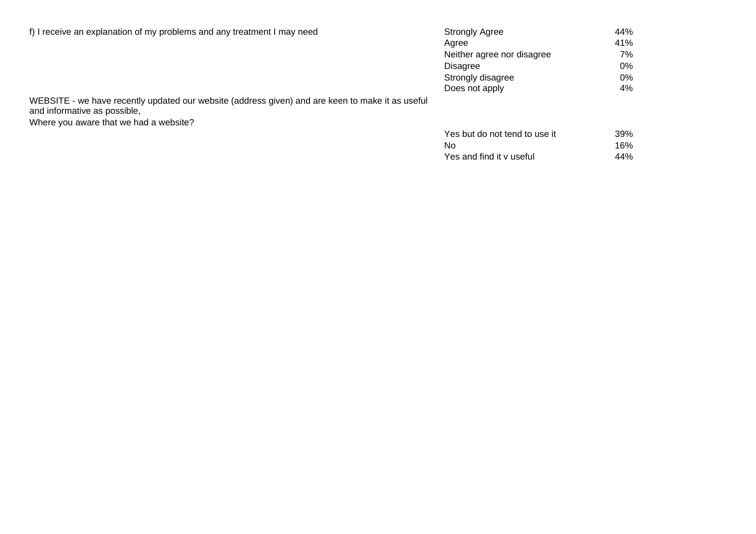| | | |
|---|---|---|
| f) I receive an explanation of my problems and any treatment I may need | Strongly Agree | 44% |
| | Agree | 41% |
| | Neither agree nor disagree | 7% |
| | Disagree | 0% |
| | Strongly disagree | 0% |
| | Does not apply | 4% |
| WEBSITE - we have recently updated our website (address given) and are keen to make it as useful and informative as possible,<br>Where you aware that we had a website? | | |
| | Yes but do not tend to use it | 39% |
| | No | 16% |
| | Yes and find it v useful | 44% |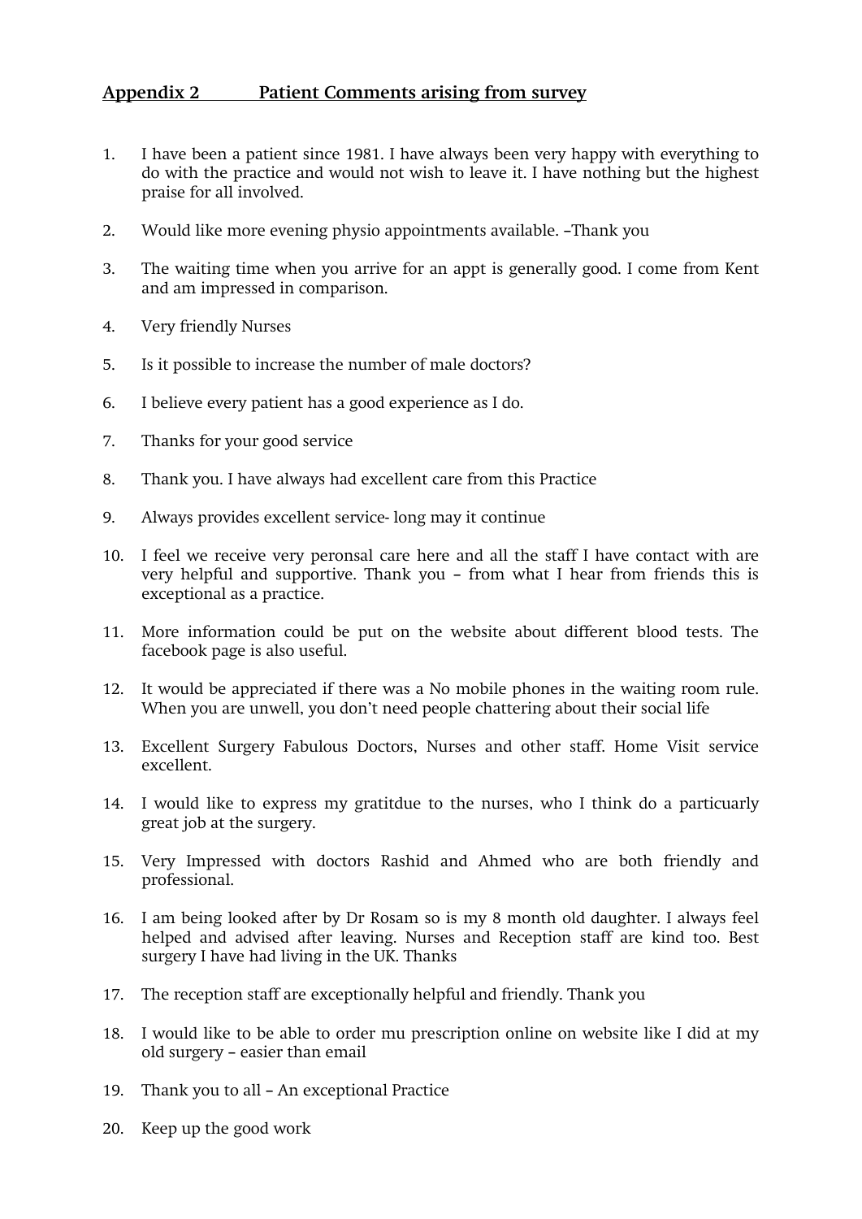## Appendix 2 Patient Comments arising from survey

1. I have been a patient since 1981. I have always been very happy with everything to do with the practice and would not wish to leave it. I have nothing but the highest praise for all involved.

2. Would like more evening physio appointments available. –Thank you

3. The waiting time when you arrive for an appt is generally good. I come from Kent and am impressed in comparison.

4. Very friendly Nurses

5. Is it possible to increase the number of male doctors?

6. I believe every patient has a good experience as I do.

7. Thanks for your good service

8. Thank you. I have always had excellent care from this Practice

9. Always provides excellent service- long may it continue

10. I feel we receive very peronsal care here and all the staff I have contact with are very helpful and supportive. Thank you – from what I hear from friends this is exceptional as a practice.

11. More information could be put on the website about different blood tests. The facebook page is also useful.

12. It would be appreciated if there was a No mobile phones in the waiting room rule. When you are unwell, you don't need people chattering about their social life

13. Excellent Surgery Fabulous Doctors, Nurses and other staff. Home Visit service excellent.

14. I would like to express my gratitdue to the nurses, who I think do a particuarly great job at the surgery.

15. Very Impressed with doctors Rashid and Ahmed who are both friendly and professional.

16. I am being looked after by Dr Rosam so is my 8 month old daughter. I always feel helped and advised after leaving. Nurses and Reception staff are kind too. Best surgery I have had living in the UK. Thanks

17. The reception staff are exceptionally helpful and friendly. Thank you

18. I would like to be able to order mu prescription online on website like I did at my old surgery – easier than email

19. Thank you to all – An exceptional Practice

20. Keep up the good work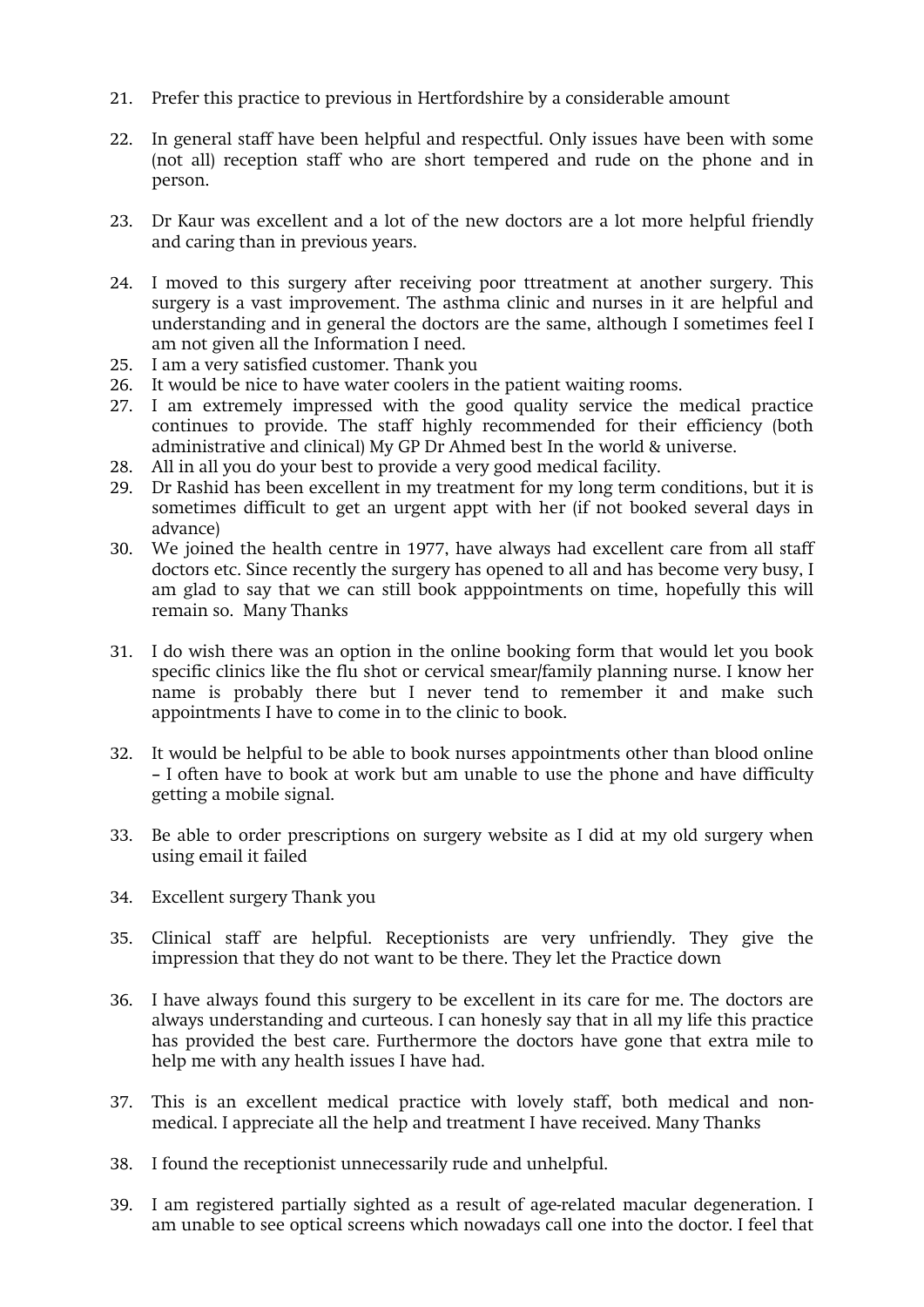21. Prefer this practice to previous in Hertfordshire by a considerable amount

22. In general staff have been helpful and respectful. Only issues have been with some (not all) reception staff who are short tempered and rude on the phone and in person.

23. Dr Kaur was excellent and a lot of the new doctors are a lot more helpful friendly and caring than in previous years.

24. I moved to this surgery after receiving poor ttreatment at another surgery. This surgery is a vast improvement. The asthma clinic and nurses in it are helpful and understanding and in general the doctors are the same, although I sometimes feel I am not given all the Information I need.
25. I am a very satisfied customer. Thank you
26. It would be nice to have water coolers in the patient waiting rooms.
27. I am extremely impressed with the good quality service the medical practice continues to provide. The staff highly recommended for their efficiency (both administrative and clinical) My GP Dr Ahmed best In the world & universe.
28. All in all you do your best to provide a very good medical facility.
29. Dr Rashid has been excellent in my treatment for my long term conditions, but it is sometimes difficult to get an urgent appt with her (if not booked several days in advance)
30. We joined the health centre in 1977, have always had excellent care from all staff doctors etc. Since recently the surgery has opened to all and has become very busy, I am glad to say that we can still book apppointments on time, hopefully this will remain so. Many Thanks

31. I do wish there was an option in the online booking form that would let you book specific clinics like the flu shot or cervical smear/family planning nurse. I know her name is probably there but I never tend to remember it and make such appointments I have to come in to the clinic to book.

32. It would be helpful to be able to book nurses appointments other than blood online – I often have to book at work but am unable to use the phone and have difficulty getting a mobile signal.

33. Be able to order prescriptions on surgery website as I did at my old surgery when using email it failed

34. Excellent surgery Thank you

35. Clinical staff are helpful. Receptionists are very unfriendly. They give the impression that they do not want to be there. They let the Practice down

36. I have always found this surgery to be excellent in its care for me. The doctors are always understanding and curteous. I can honestly say that in all my life this practice has provided the best care. Furthermore the doctors have gone that extra mile to help me with any health issues I have had.

37. This is an excellent medical practice with lovely staff, both medical and non-medical. I appreciate all the help and treatment I have received. Many Thanks

38. I found the receptionist unnecessarily rude and unhelpful.

39. I am registered partially sighted as a result of age-related macular degeneration. I am unable to see optical screens which nowadays call one into the doctor. I feel that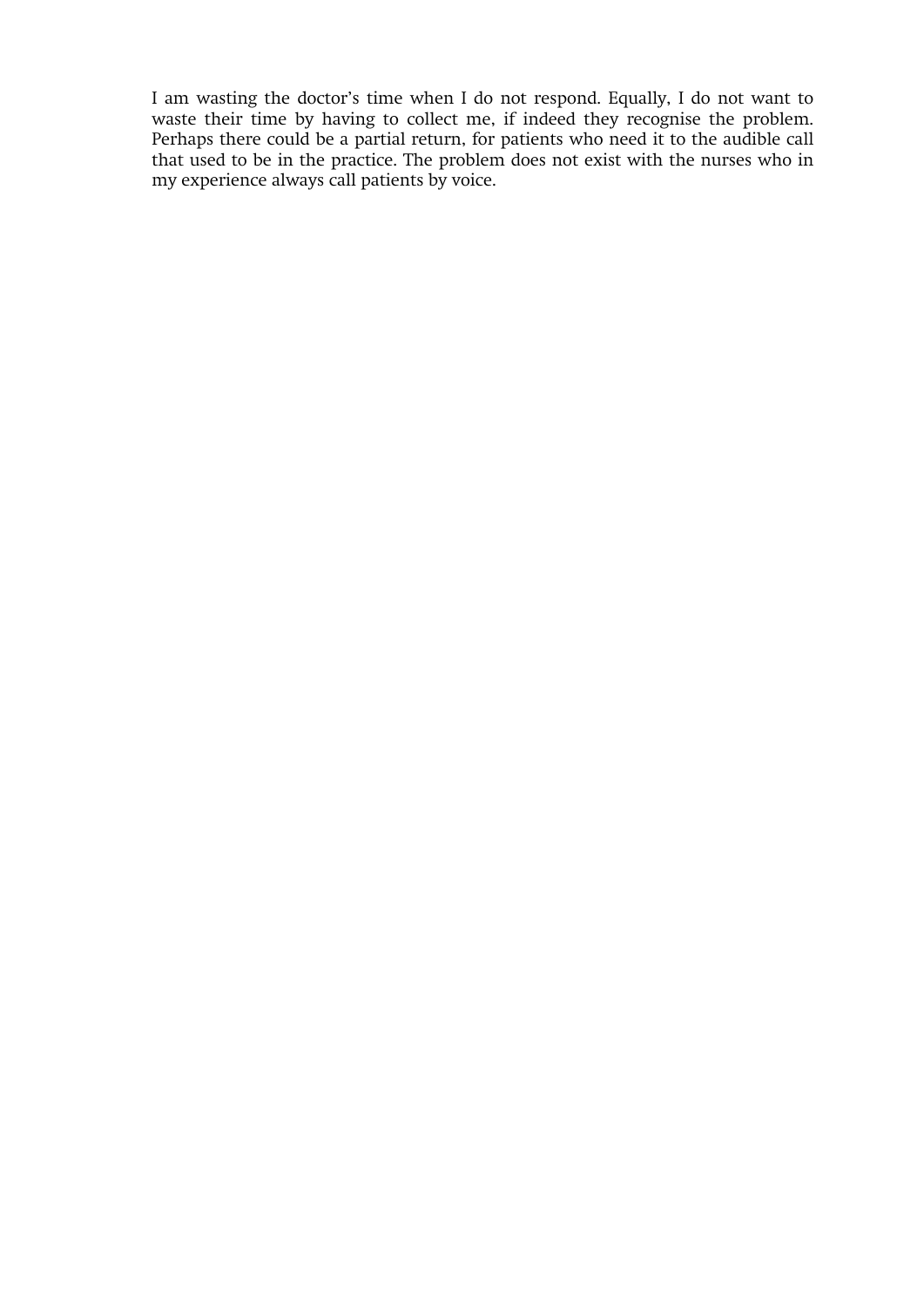I am wasting the doctor's time when I do not respond. Equally, I do not want to waste their time by having to collect me, if indeed they recognise the problem. Perhaps there could be a partial return, for patients who need it to the audible call that used to be in the practice. The problem does not exist with the nurses who in my experience always call patients by voice.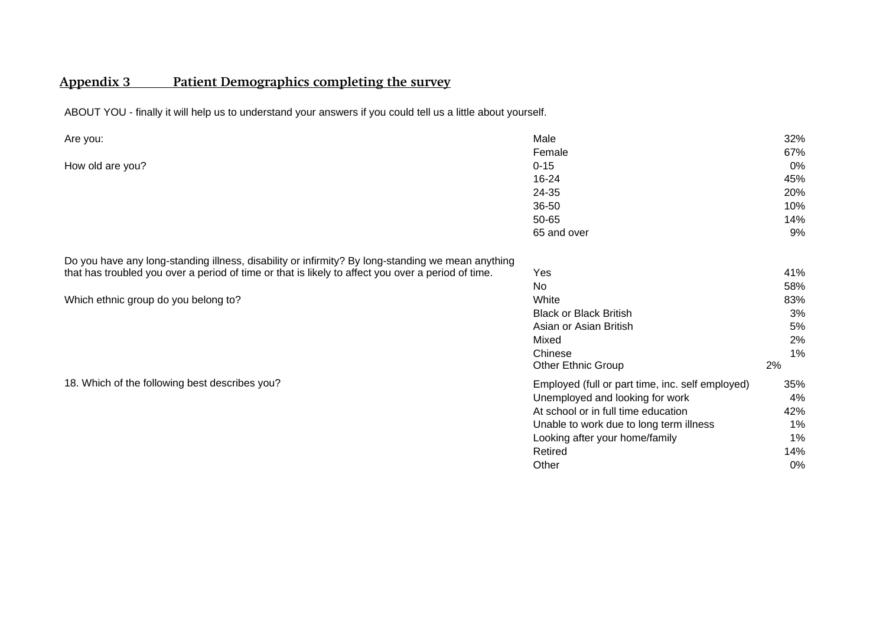## Appendix 3 Patient Demographics completing the survey

ABOUT YOU - finally it will help us to understand your answers if you could tell us a little about yourself.

| | | |
|---|---|---|
| Are you: | Male | 32% |
| | Female | 67% |
| How old are you? | 0-15 | 0% |
| | 16-24 | 45% |
| | 24-35 | 20% |
| | 36-50 | 10% |
| | 50-65 | 14% |
| | 65 and over | 9% |
| Do you have any long-standing illness, disability or infirmity? By long-standing we mean anything that has troubled you over a period of time or that is likely to affect you over a period of time. | Yes | 41% |
| | No | 58% |
| Which ethnic group do you belong to? | White | 83% |
| | Black or Black British | 3% |
| | Asian or Asian British | 5% |
| | Mixed | 2% |
| | Chinese | 1% |
| | Other Ethnic Group | 2% |
| 18. Which of the following best describes you? | Employed (full or part time, inc. self employed) | 35% |
| | Unemployed and looking for work | 4% |
| | At school or in full time education | 42% |
| | Unable to work due to long term illness | 1% |
| | Looking after your home/family | 1% |
| | Retired | 14% |
| | Other | 0% |